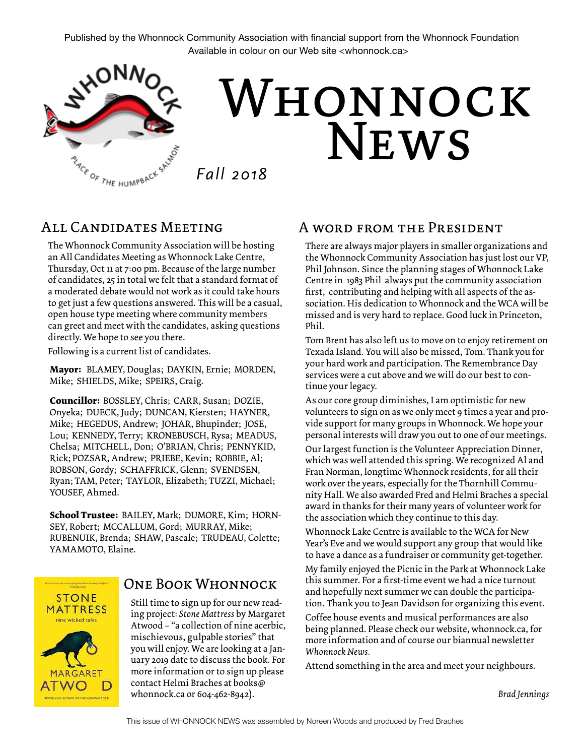Published by the Whonnock Community Association with financial support from the Whonnock Foundation
Available in colour on our Web site <whonnock.ca>

# Whonnock News

*Fall 2018*

## All Candidates Meeting

The Whonnock Community Association will be hosting an All Candidates Meeting as Whonnock Lake Centre, Thursday, Oct 11 at 7:00 pm. Because of the large number of candidates, 25 in total we felt that a standard format of a moderated debate would not work as it could take hours to get just a few questions answered. This will be a casual, open house type meeting where community members can greet and meet with the candidates, asking questions directly. We hope to see you there.

Following is a current list of candidates.

**Mayor:** BLAMEY, Douglas; DAYKIN, Ernie; MORDEN, Mike; SHIELDS, Mike; SPEIRS, Craig.

**Councillor:** BOSSLEY, Chris; CARR, Susan; DOZIE, Onyeka; DUECK, Judy; DUNCAN, Kiersten; HAYNER, Mike; HEGEDUS, Andrew; JOHAR, Bhupinder; JOSE, Lou; KENNEDY, Terry; KRONEBUSCH, Rysa; MEADUS, Chelsa; MITCHELL, Don; O'BRIAN, Chris; PENNYKID, Rick; POZSAR, Andrew; PRIEBE, Kevin; ROBBIE, Al; ROBSON, Gordy; SCHAFFRICK, Glenn; SVENDSEN, Ryan; TAM, Peter; TAYLOR, Elizabeth; TUZZI, Michael; YOUSEF, Ahmed.

**School Trustee:** BAILEY, Mark; DUMORE, Kim; HORNSEY, Robert; MCCALLUM, Gord; MURRAY, Mike; RUBENUIK, Brenda; SHAW, Pascale; TRUDEAU, Colette; YAMAMOTO, Elaine.

## One Book Whonnock

Still time to sign up for our new reading project: *Stone Mattress* by Margaret Atwood – "a collection of nine acerbic, mischievous, gulpable stories" that you will enjoy. We are looking at a January 2019 date to discuss the book. For more information or to sign up please contact Helmi Braches at books@whonnock.ca or 604-462-8942).

## A word from the President

There are always major players in smaller organizations and the Whonnock Community Association has just lost our VP, Phil Johnson. Since the planning stages of Whonnock Lake Centre in 1983 Phil always put the community association first, contributing and helping with all aspects of the association. His dedication to Whonnock and the WCA will be missed and is very hard to replace. Good luck in Princeton, Phil.

Tom Brent has also left us to move on to enjoy retirement on Texada Island. You will also be missed, Tom. Thank you for your hard work and participation. The Remembrance Day services were a cut above and we will do our best to continue your legacy.

As our core group diminishes, I am optimistic for new volunteers to sign on as we only meet 9 times a year and provide support for many groups in Whonnock. We hope your personal interests will draw you out to one of our meetings.

Our largest function is the Volunteer Appreciation Dinner, which was well attended this spring. We recognized Al and Fran Norman, longtime Whonnock residents, for all their work over the years, especially for the Thornhill Community Hall. We also awarded Fred and Helmi Braches a special award in thanks for their many years of volunteer work for the association which they continue to this day.

Whonnock Lake Centre is available to the WCA for New Year's Eve and we would support any group that would like to have a dance as a fundraiser or community get-together.

My family enjoyed the Picnic in the Park at Whonnock Lake this summer. For a first-time event we had a nice turnout and hopefully next summer we can double the participation. Thank you to Jean Davidson for organizing this event.

Coffee house events and musical performances are also being planned. Please check our website, whonnock.ca, for more information and of course our biannual newsletter *Whonnock News*.

Attend something in the area and meet your neighbours.

*Brad Jennings*

This issue of WHONNOCK NEWS was assembled by Noreen Woods and produced by Fred Braches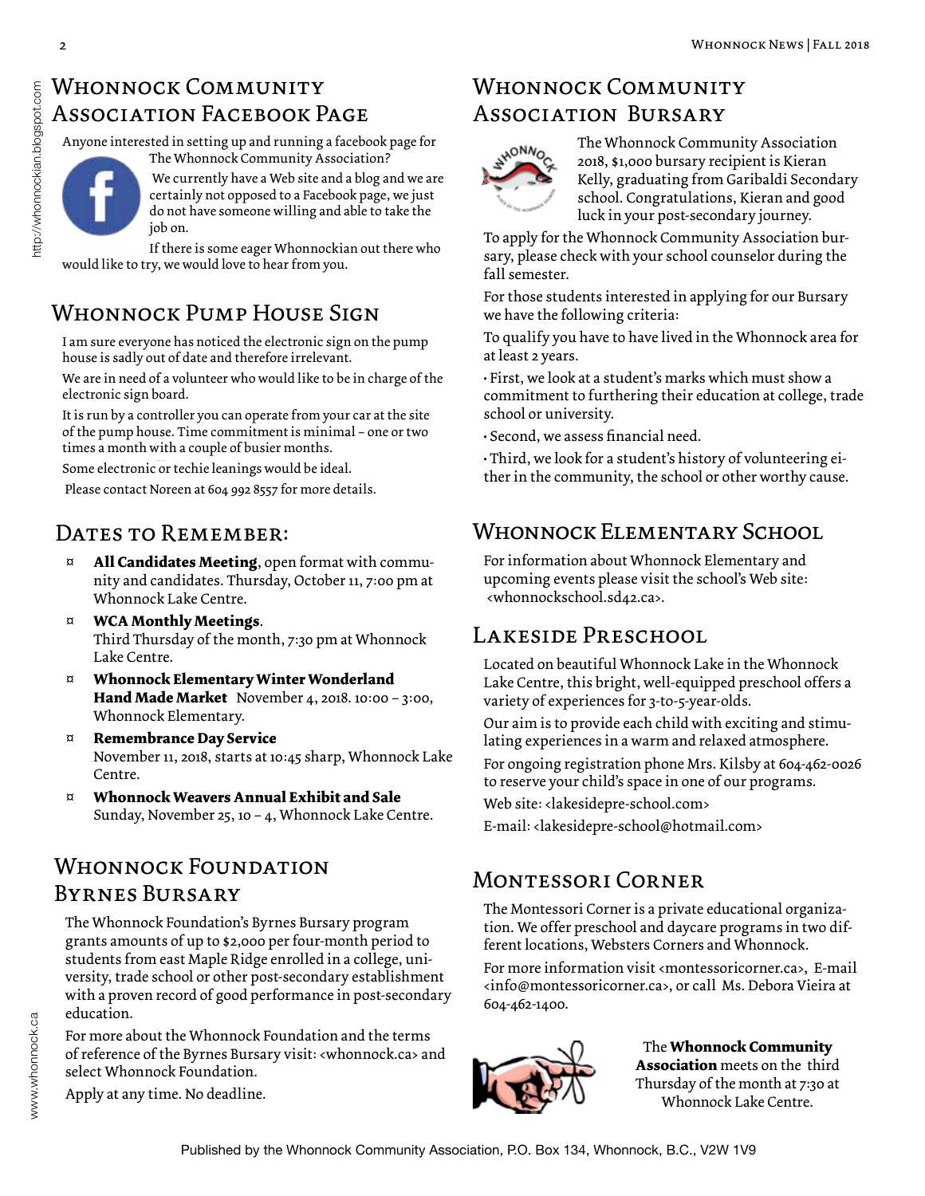## Whonnock Community Association Facebook Page

Anyone interested in setting up and running a facebook page for The Whonnock Community Association?

We currently have a Web site and a blog and we are certainly not opposed to a Facebook page, we just do not have someone willing and able to take the job on.

If there is some eager Whonnockian out there who would like to try, we would love to hear from you.

## Whonnock Pump House Sign

I am sure everyone has noticed the electronic sign on the pump house is sadly out of date and therefore irrelevant.

We are in need of a volunteer who would like to be in charge of the electronic sign board.

It is run by a controller you can operate from your car at the site of the pump house. Time commitment is minimal – one or two times a month with a couple of busier months.

Some electronic or techie leanings would be ideal.

Please contact Noreen at 604 992 8557 for more details.

## Dates to Remember:

- **All Candidates Meeting**, open format with community and candidates. Thursday, October 11, 7:00 pm at Whonnock Lake Centre.
- **WCA Monthly Meetings**. Third Thursday of the month, 7:30 pm at Whonnock Lake Centre.
- **Whonnock Elementary Winter Wonderland Hand Made Market** November 4, 2018. 10:00 – 3:00, Whonnock Elementary.
- **Remembrance Day Service** November 11, 2018, starts at 10:45 sharp, Whonnock Lake Centre.
- **Whonnock Weavers Annual Exhibit and Sale** Sunday, November 25, 10 – 4, Whonnock Lake Centre.

## Whonnock Foundation Byrnes Bursary

The Whonnock Foundation's Byrnes Bursary program grants amounts of up to $2,000 per four-month period to students from east Maple Ridge enrolled in a college, university, trade school or other post-secondary establishment with a proven record of good performance in post-secondary education.

For more about the Whonnock Foundation and the terms of reference of the Byrnes Bursary visit: <whonnock.ca> and select Whonnock Foundation.

Apply at any time. No deadline.

## Whonnock Community Association Bursary

The Whonnock Community Association 2018, $1,000 bursary recipient is Kieran Kelly, graduating from Garibaldi Secondary school. Congratulations, Kieran and good luck in your post-secondary journey.

To apply for the Whonnock Community Association bursary, please check with your school counselor during the fall semester.

For those students interested in applying for our Bursary we have the following criteria:

To qualify you have to have lived in the Whonnock area for at least 2 years.

- First, we look at a student's marks which must show a commitment to furthering their education at college, trade school or university.
- Second, we assess financial need.
- Third, we look for a student's history of volunteering either in the community, the school or other worthy cause.

## Whonnock Elementary School

For information about Whonnock Elementary and upcoming events please visit the school's Web site: <whonnockschool.sd42.ca>.

## Lakeside Preschool

Located on beautiful Whonnock Lake in the Whonnock Lake Centre, this bright, well-equipped preschool offers a variety of experiences for 3-to-5-year-olds.

Our aim is to provide each child with exciting and stimulating experiences in a warm and relaxed atmosphere.

For ongoing registration phone Mrs. Kilsby at 604-462-0026 to reserve your child's space in one of our programs.

Web site: <lakesidepre-school.com>

E-mail: <lakesidepre-school@hotmail.com>

## Montessori Corner

The Montessori Corner is a private educational organization. We offer preschool and daycare programs in two different locations, Websters Corners and Whonnock.

For more information visit <montessoricorner.ca>, E-mail <info@montessoricorner.ca>, or call Ms. Debora Vieira at 604-462-1400.

The **Whonnock Community Association** meets on the third Thursday of the month at 7:30 at Whonnock Lake Centre.

Published by the Whonnock Community Association, P.O. Box 134, Whonnock, B.C., V2W 1V9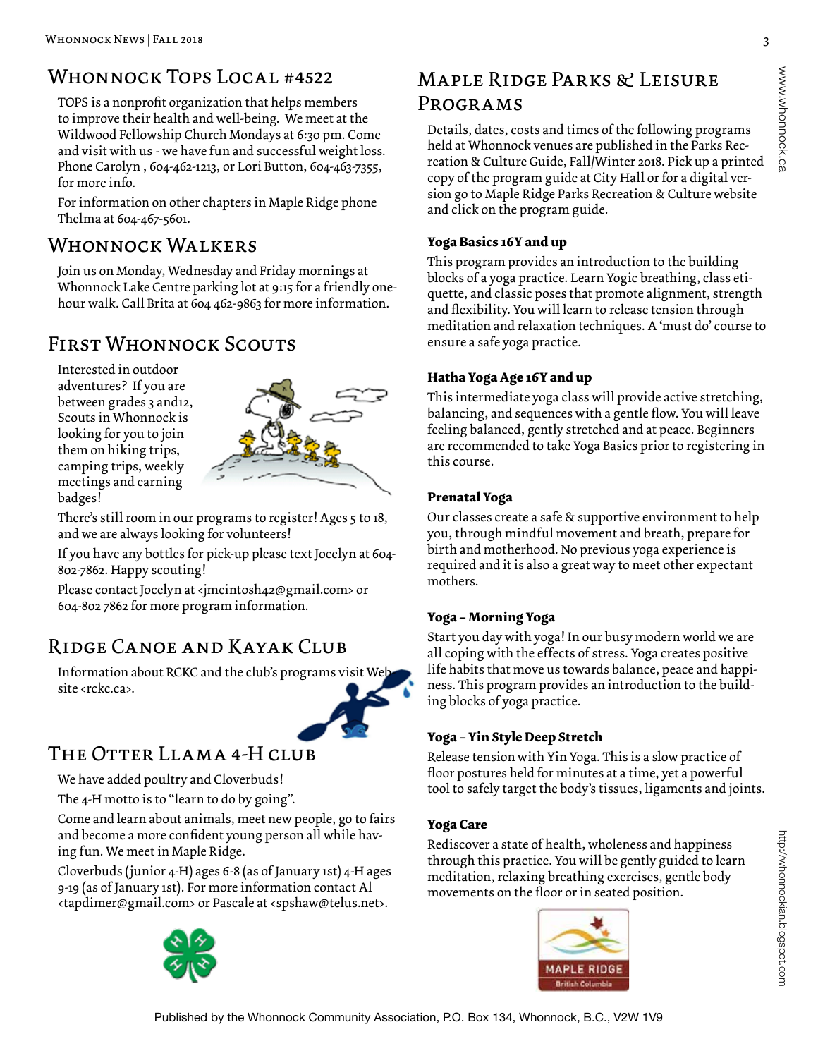## Whonnock Tops Local #4522

TOPS is a nonprofit organization that helps members to improve their health and well-being. We meet at the Wildwood Fellowship Church Mondays at 6:30 pm. Come and visit with us - we have fun and successful weight loss. Phone Carolyn , 604-462-1213, or Lori Button, 604-463-7355, for more info.

For information on other chapters in Maple Ridge phone Thelma at 604-467-5601.

## Whonnock Walkers

Join us on Monday, Wednesday and Friday mornings at Whonnock Lake Centre parking lot at 9:15 for a friendly one-hour walk. Call Brita at 604 462-9863 for more information.

## First Whonnock Scouts

Interested in outdoor adventures? If you are between grades 3 and12, Scouts in Whonnock is looking for you to join them on hiking trips, camping trips, weekly meetings and earning badges!

There's still room in our programs to register! Ages 5 to 18, and we are always looking for volunteers!

If you have any bottles for pick-up please text Jocelyn at 604-802-7862. Happy scouting!

Please contact Jocelyn at <jmcintosh42@gmail.com> or 604-802 7862 for more program information.

## Ridge Canoe and Kayak Club

Information about RCKC and the club's programs visit Web site <rckc.ca>.

## The Otter Llama 4-H club

We have added poultry and Cloverbuds!

The 4-H motto is to "learn to do by going".

Come and learn about animals, meet new people, go to fairs and become a more confident young person all while having fun. We meet in Maple Ridge.

Cloverbuds (junior 4-H) ages 6-8 (as of January 1st) 4-H ages 9-19 (as of January 1st). For more information contact Al <tapdimer@gmail.com> or Pascale at <spshaw@telus.net>.

## Maple Ridge Parks & Leisure Programs

Details, dates, costs and times of the following programs held at Whonnock venues are published in the Parks Recreation & Culture Guide, Fall/Winter 2018. Pick up a printed copy of the program guide at City Hall or for a digital version go to Maple Ridge Parks Recreation & Culture website and click on the program guide.

**Yoga Basics 16Y and up**

This program provides an introduction to the building blocks of a yoga practice. Learn Yogic breathing, class etiquette, and classic poses that promote alignment, strength and flexibility. You will learn to release tension through meditation and relaxation techniques. A 'must do' course to ensure a safe yoga practice.

**Hatha Yoga Age 16Y and up**

This intermediate yoga class will provide active stretching, balancing, and sequences with a gentle flow. You will leave feeling balanced, gently stretched and at peace. Beginners are recommended to take Yoga Basics prior to registering in this course.

**Prenatal Yoga**

Our classes create a safe & supportive environment to help you, through mindful movement and breath, prepare for birth and motherhood. No previous yoga experience is required and it is also a great way to meet other expectant mothers.

**Yoga – Morning Yoga**

Start you day with yoga! In our busy modern world we are all coping with the effects of stress. Yoga creates positive life habits that move us towards balance, peace and happiness. This program provides an introduction to the building blocks of yoga practice.

**Yoga – Yin Style Deep Stretch**

Release tension with Yin Yoga. This is a slow practice of floor postures held for minutes at a time, yet a powerful tool to safely target the body's tissues, ligaments and joints.

**Yoga Care**

Rediscover a state of health, wholeness and happiness through this practice. You will be gently guided to learn meditation, relaxing breathing exercises, gentle body movements on the floor or in seated position.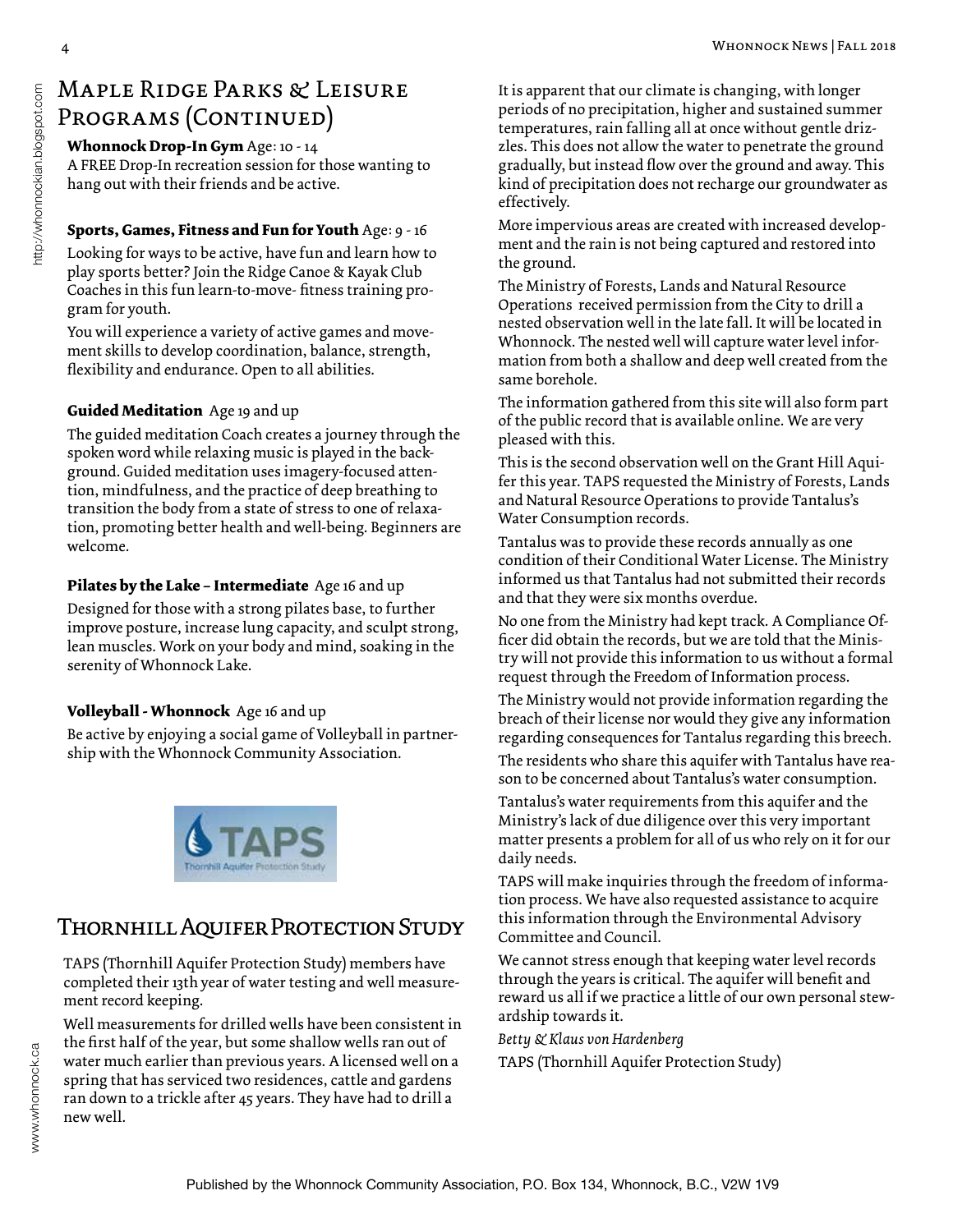## Maple Ridge Parks & Leisure Programs (Continued)

**Whonnock Drop-In Gym** Age: 10 - 14

A FREE Drop-In recreation session for those wanting to hang out with their friends and be active.

**Sports, Games, Fitness and Fun for Youth** Age: 9 - 16

Looking for ways to be active, have fun and learn how to play sports better? Join the Ridge Canoe & Kayak Club Coaches in this fun learn-to-move- fitness training program for youth.

You will experience a variety of active games and movement skills to develop coordination, balance, strength, flexibility and endurance. Open to all abilities.

**Guided Meditation** Age 19 and up

The guided meditation Coach creates a journey through the spoken word while relaxing music is played in the background. Guided meditation uses imagery-focused attention, mindfulness, and the practice of deep breathing to transition the body from a state of stress to one of relaxation, promoting better health and well-being. Beginners are welcome.

**Pilates by the Lake – Intermediate** Age 16 and up

Designed for those with a strong pilates base, to further improve posture, increase lung capacity, and sculpt strong, lean muscles. Work on your body and mind, soaking in the serenity of Whonnock Lake.

**Volleyball - Whonnock** Age 16 and up

Be active by enjoying a social game of Volleyball in partnership with the Whonnock Community Association.

## Thornhill Aquifer Protection Study

TAPS (Thornhill Aquifer Protection Study) members have completed their 13th year of water testing and well measurement record keeping.

Well measurements for drilled wells have been consistent in the first half of the year, but some shallow wells ran out of water much earlier than previous years. A licensed well on a spring that has serviced two residences, cattle and gardens ran down to a trickle after 45 years. They have had to drill a new well.

It is apparent that our climate is changing, with longer periods of no precipitation, higher and sustained summer temperatures, rain falling all at once without gentle drizzles. This does not allow the water to penetrate the ground gradually, but instead flow over the ground and away. This kind of precipitation does not recharge our groundwater as effectively.

More impervious areas are created with increased development and the rain is not being captured and restored into the ground.

The Ministry of Forests, Lands and Natural Resource Operations received permission from the City to drill a nested observation well in the late fall. It will be located in Whonnock. The nested well will capture water level information from both a shallow and deep well created from the same borehole.

The information gathered from this site will also form part of the public record that is available online. We are very pleased with this.

This is the second observation well on the Grant Hill Aquifer this year. TAPS requested the Ministry of Forests, Lands and Natural Resource Operations to provide Tantalus's Water Consumption records.

Tantalus was to provide these records annually as one condition of their Conditional Water License. The Ministry informed us that Tantalus had not submitted their records and that they were six months overdue.

No one from the Ministry had kept track. A Compliance Officer did obtain the records, but we are told that the Ministry will not provide this information to us without a formal request through the Freedom of Information process.

The Ministry would not provide information regarding the breach of their license nor would they give any information regarding consequences for Tantalus regarding this breech.

The residents who share this aquifer with Tantalus have reason to be concerned about Tantalus's water consumption.

Tantalus's water requirements from this aquifer and the Ministry's lack of due diligence over this very important matter presents a problem for all of us who rely on it for our daily needs.

TAPS will make inquiries through the freedom of information process. We have also requested assistance to acquire this information through the Environmental Advisory Committee and Council.

We cannot stress enough that keeping water level records through the years is critical. The aquifer will benefit and reward us all if we practice a little of our own personal stewardship towards it.

*Betty & Klaus von Hardenberg*

TAPS (Thornhill Aquifer Protection Study)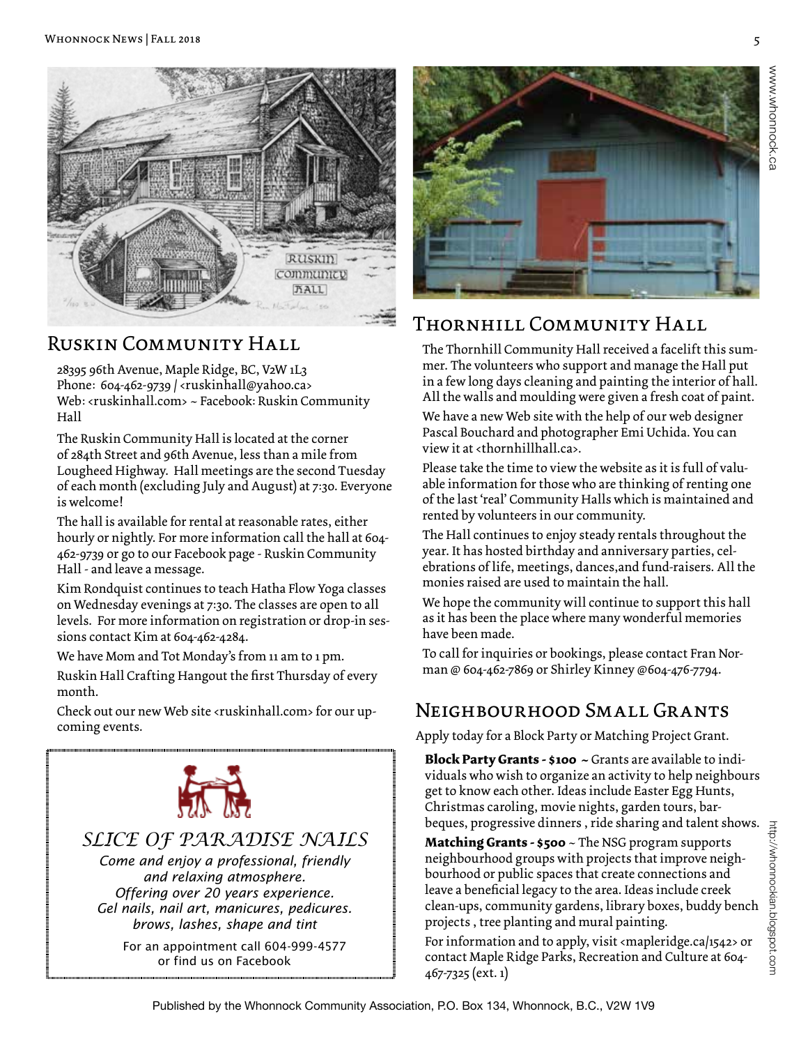## Ruskin Community Hall

28395 96th Avenue, Maple Ridge, BC, V2W 1L3
Phone: 604-462-9739 / <ruskinhall@yahoo.ca>
Web: <ruskinhall.com> ~ Facebook: Ruskin Community Hall

The Ruskin Community Hall is located at the corner of 284th Street and 96th Avenue, less than a mile from Lougheed Highway. Hall meetings are the second Tuesday of each month (excluding July and August) at 7:30. Everyone is welcome!

The hall is available for rental at reasonable rates, either hourly or nightly. For more information call the hall at 604-462-9739 or go to our Facebook page - Ruskin Community Hall - and leave a message.

Kim Rondquist continues to teach Hatha Flow Yoga classes on Wednesday evenings at 7:30. The classes are open to all levels. For more information on registration or drop-in sessions contact Kim at 604-462-4284.

We have Mom and Tot Monday's from 11 am to 1 pm.

Ruskin Hall Crafting Hangout the first Thursday of every month.

Check out our new Web site <ruskinhall.com> for our upcoming events.

---

*SLICE OF PARADISE NAILS*

*Come and enjoy a professional, friendly and relaxing atmosphere.*
*Offering over 20 years experience.*
*Gel nails, nail art, manicures, pedicures. brows, lashes, shape and tint*

For an appointment call 604-999-4577
or find us on Facebook

---

## Thornhill Community Hall

The Thornhill Community Hall received a facelift this summer. The volunteers who support and manage the Hall put in a few long days cleaning and painting the interior of hall. All the walls and moulding were given a fresh coat of paint.

We have a new Web site with the help of our web designer Pascal Bouchard and photographer Emi Uchida. You can view it at <thornhillhall.ca>.

Please take the time to view the website as it is full of valuable information for those who are thinking of renting one of the last 'real' Community Halls which is maintained and rented by volunteers in our community.

The Hall continues to enjoy steady rentals throughout the year. It has hosted birthday and anniversary parties, celebrations of life, meetings, dances,and fund-raisers. All the monies raised are used to maintain the hall.

We hope the community will continue to support this hall as it has been the place where many wonderful memories have been made.

To call for inquiries or bookings, please contact Fran Norman @ 604-462-7869 or Shirley Kinney @604-476-7794.

## Neighbourhood Small Grants

Apply today for a Block Party or Matching Project Grant.

**Block Party Grants - $100** ~ Grants are available to individuals who wish to organize an activity to help neighbours get to know each other. Ideas include Easter Egg Hunts, Christmas caroling, movie nights, garden tours, barbeques, progressive dinners , ride sharing and talent shows.

**Matching Grants - $500** ~ The NSG program supports neighbourhood groups with projects that improve neighbourhood or public spaces that create connections and leave a beneficial legacy to the area. Ideas include creek clean-ups, community gardens, library boxes, buddy bench projects , tree planting and mural painting.

For information and to apply, visit <mapleridge.ca/1542> or contact Maple Ridge Parks, Recreation and Culture at 604-467-7325 (ext. 1)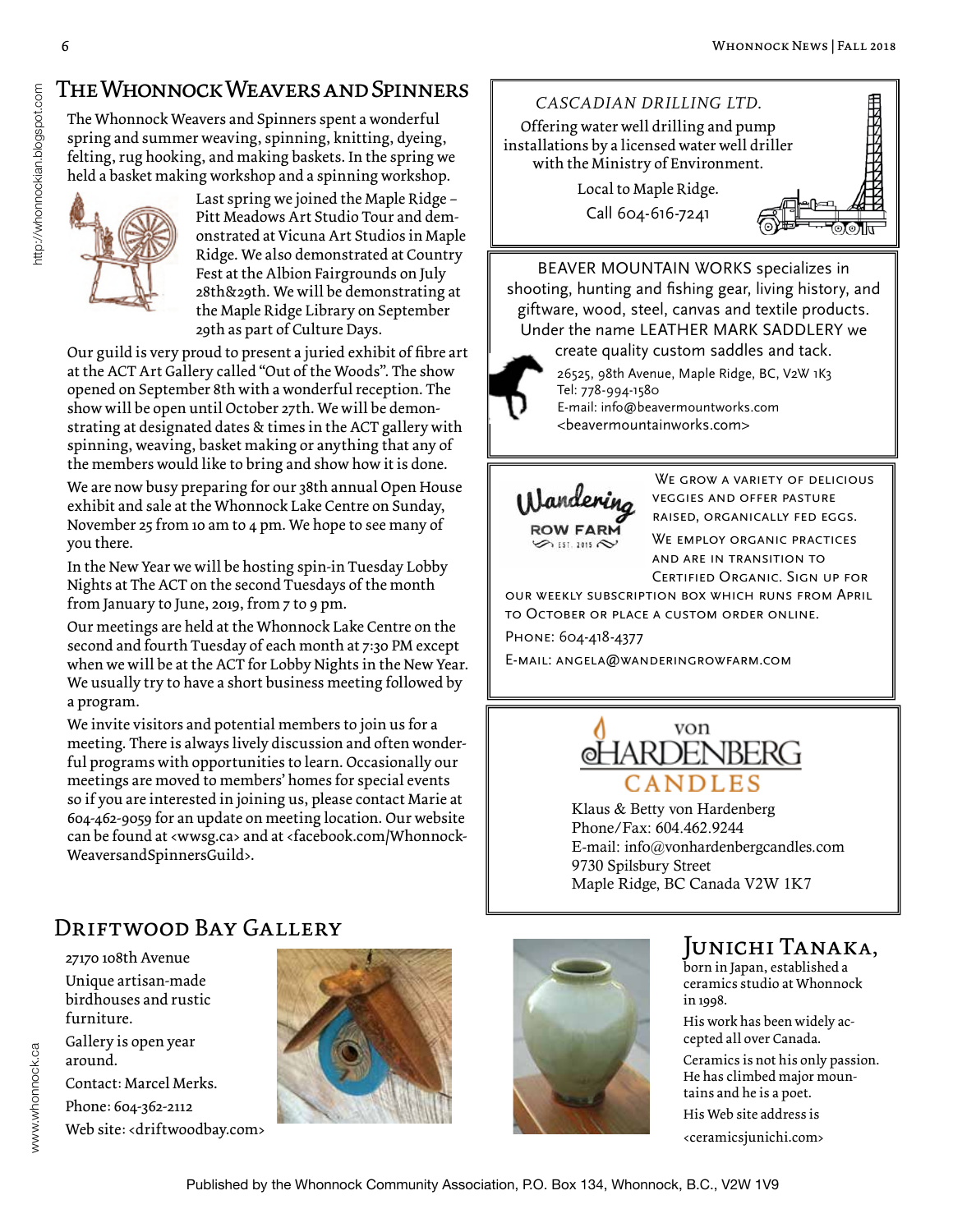## The Whonnock Weavers and Spinners

The Whonnock Weavers and Spinners spent a wonderful spring and summer weaving, spinning, knitting, dyeing, felting, rug hooking, and making baskets. In the spring we held a basket making workshop and a spinning workshop.

Last spring we joined the Maple Ridge – Pitt Meadows Art Studio Tour and demonstrated at Vicuna Art Studios in Maple Ridge. We also demonstrated at Country Fest at the Albion Fairgrounds on July 28th&29th. We will be demonstrating at the Maple Ridge Library on September 29th as part of Culture Days.

Our guild is very proud to present a juried exhibit of fibre art at the ACT Art Gallery called "Out of the Woods". The show opened on September 8th with a wonderful reception. The show will be open until October 27th. We will be demonstrating at designated dates & times in the ACT gallery with spinning, weaving, basket making or anything that any of the members would like to bring and show how it is done.

We are now busy preparing for our 38th annual Open House exhibit and sale at the Whonnock Lake Centre on Sunday, November 25 from 10 am to 4 pm. We hope to see many of you there.

In the New Year we will be hosting spin-in Tuesday Lobby Nights at The ACT on the second Tuesdays of the month from January to June, 2019, from 7 to 9 pm.

Our meetings are held at the Whonnock Lake Centre on the second and fourth Tuesday of each month at 7:30 PM except when we will be at the ACT for Lobby Nights in the New Year. We usually try to have a short business meeting followed by a program.

We invite visitors and potential members to join us for a meeting. There is always lively discussion and often wonderful programs with opportunities to learn. Occasionally our meetings are moved to members' homes for special events so if you are interested in joining us, please contact Marie at 604-462-9059 for an update on meeting location. Our website can be found at <wwsg.ca> and at <facebook.com/WhonnockWeaversandSpinnersGuild>.

*CASCADIAN DRILLING LTD.*

Offering water well drilling and pump installations by a licensed water well driller with the Ministry of Environment.

Local to Maple Ridge.

Call 604-616-7241

BEAVER MOUNTAIN WORKS specializes in shooting, hunting and fishing gear, living history, and giftware, wood, steel, canvas and textile products. Under the name LEATHER MARK SADDLERY we create quality custom saddles and tack.

26525, 98th Avenue, Maple Ridge, BC, V2W 1K3
Tel: 778-994-1580
E-mail: info@beavermountworks.com
<beavermountainworks.com>

Wandering Row Farm
EST. 2015

We grow a variety of delicious veggies and offer pasture raised, organically fed eggs.

We employ organic practices and are in transition to Certified Organic. Sign up for our weekly subscription box which runs from April to October or place a custom order online.

Phone: 604-418-4377

E-mail: angela@wanderingrowfarm.com

von Hardenberg Candles

Klaus & Betty von Hardenberg
Phone/Fax: 604.462.9244
E-mail: info@vonhardenbergcandles.com
9730 Spilsbury Street
Maple Ridge, BC Canada V2W 1K7

## Driftwood Bay Gallery

27170 108th Avenue

Unique artisan-made birdhouses and rustic furniture.

Gallery is open year around.

Contact: Marcel Merks.

Phone: 604-362-2112

Web site: <driftwoodbay.com>

## Junichi Tanaka,

born in Japan, established a ceramics studio at Whonnock in 1998.

His work has been widely accepted all over Canada.

Ceramics is not his only passion. He has climbed major mountains and he is a poet.

His Web site address is

<ceramicsjunichi.com>

Published by the Whonnock Community Association, P.O. Box 134, Whonnock, B.C., V2W 1V9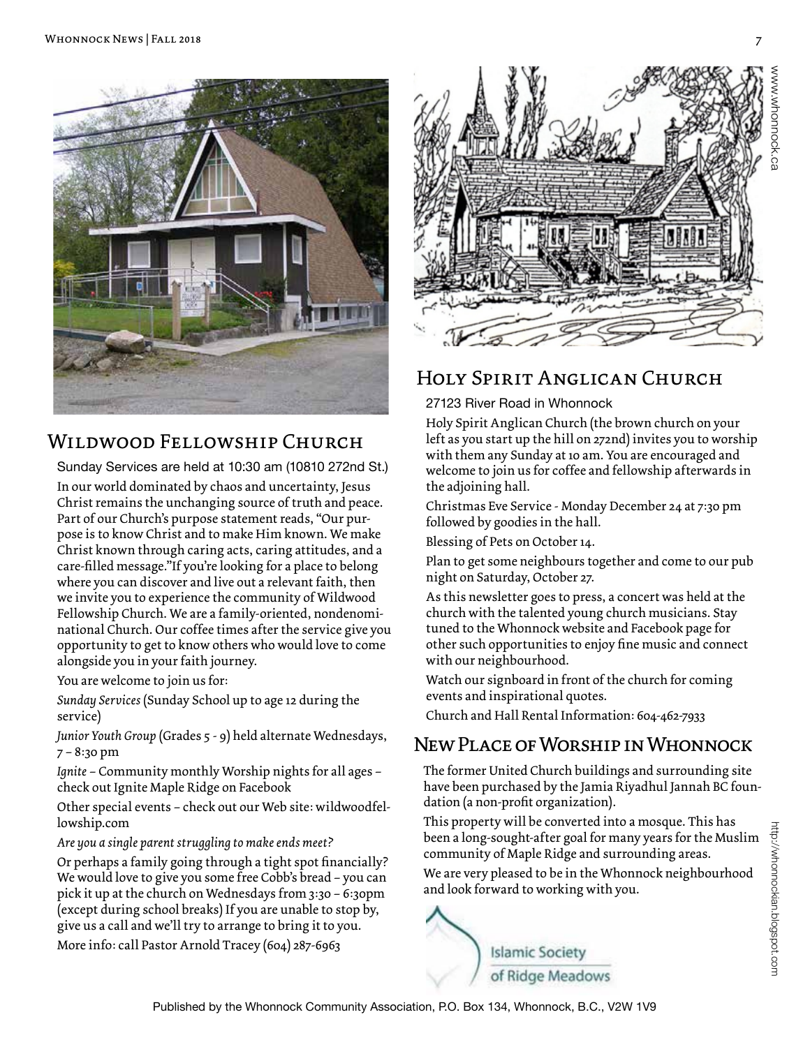## Wildwood Fellowship Church

Sunday Services are held at 10:30 am (10810 272nd St.)

In our world dominated by chaos and uncertainty, Jesus Christ remains the unchanging source of truth and peace. Part of our Church's purpose statement reads, "Our purpose is to know Christ and to make Him known. We make Christ known through caring acts, caring attitudes, and a care-filled message."If you're looking for a place to belong where you can discover and live out a relevant faith, then we invite you to experience the community of Wildwood Fellowship Church. We are a family-oriented, nondenominational Church. Our coffee times after the service give you opportunity to get to know others who would love to come alongside you in your faith journey.

You are welcome to join us for:

*Sunday Services* (Sunday School up to age 12 during the service)

*Junior Youth Group* (Grades 5 - 9) held alternate Wednesdays, 7 – 8:30 pm

*Ignite* – Community monthly Worship nights for all ages – check out Ignite Maple Ridge on Facebook

Other special events – check out our Web site: wildwoodfellowship.com

*Are you a single parent struggling to make ends meet?*

Or perhaps a family going through a tight spot financially? We would love to give you some free Cobb's bread – you can pick it up at the church on Wednesdays from 3:30 – 6:30pm (except during school breaks) If you are unable to stop by, give us a call and we'll try to arrange to bring it to you.

More info: call Pastor Arnold Tracey (604) 287-6963

## Holy Spirit Anglican Church

27123 River Road in Whonnock

Holy Spirit Anglican Church (the brown church on your left as you start up the hill on 272nd) invites you to worship with them any Sunday at 10 am. You are encouraged and welcome to join us for coffee and fellowship afterwards in the adjoining hall.

Christmas Eve Service - Monday December 24 at 7:30 pm followed by goodies in the hall.

Blessing of Pets on October 14.

Plan to get some neighbours together and come to our pub night on Saturday, October 27.

As this newsletter goes to press, a concert was held at the church with the talented young church musicians. Stay tuned to the Whonnock website and Facebook page for other such opportunities to enjoy fine music and connect with our neighbourhood.

Watch our signboard in front of the church for coming events and inspirational quotes.

Church and Hall Rental Information: 604-462-7933

## New Place of Worship in Whonnock

The former United Church buildings and surrounding site have been purchased by the Jamia Riyadhul Jannah BC foundation (a non-profit organization).

This property will be converted into a mosque. This has been a long-sought-after goal for many years for the Muslim community of Maple Ridge and surrounding areas.

We are very pleased to be in the Whonnock neighbourhood and look forward to working with you.

Islamic Society of Ridge Meadows

Published by the Whonnock Community Association, P.O. Box 134, Whonnock, B.C., V2W 1V9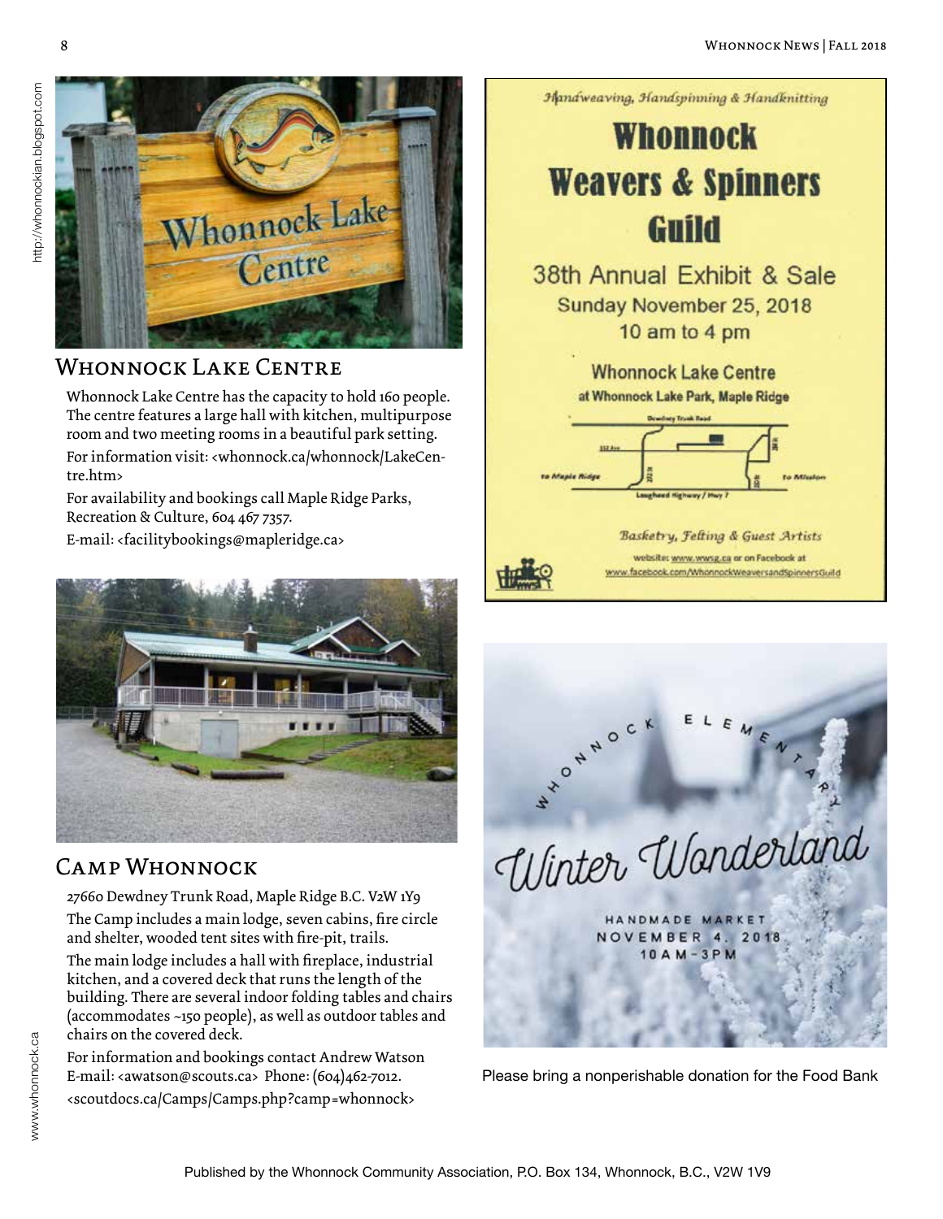## Whonnock Lake Centre

Whonnock Lake Centre has the capacity to hold 160 people. The centre features a large hall with kitchen, multipurpose room and two meeting rooms in a beautiful park setting.

For information visit: <whonnock.ca/whonnock/LakeCentre.htm>

For availability and bookings call Maple Ridge Parks, Recreation & Culture, 604 467 7357.

E-mail: <facilitybookings@mapleridge.ca>

## Camp Whonnock

27660 Dewdney Trunk Road, Maple Ridge B.C. V2W 1Y9

The Camp includes a main lodge, seven cabins, fire circle and shelter, wooded tent sites with fire-pit, trails.

The main lodge includes a hall with fireplace, industrial kitchen, and a covered deck that runs the length of the building. There are several indoor folding tables and chairs (accommodates ~150 people), as well as outdoor tables and chairs on the covered deck.

For information and bookings contact Andrew Watson
E-mail: <awatson@scouts.ca> Phone: (604)462-7012.

<scoutdocs.ca/Camps/Camps.php?camp=whonnock>

*Handweaving, Handspinning & Handknitting*

# Whonnock Weavers & Spinners Guild

38th Annual Exhibit & Sale
Sunday November 25, 2018
10 am to 4 pm

**Whonnock Lake Centre**
**at Whonnock Lake Park, Maple Ridge**

*Basketry, Felting & Guest Artists*

website: www.wwsg.ca or on Facebook at www.facebook.com/WhonnockWeaversandSpinnersGuild

Whonnock Elementary

# Winter Wonderland

HANDMADE MARKET
NOVEMBER 4, 2018
10AM-3PM

Please bring a nonperishable donation for the Food Bank

Published by the Whonnock Community Association, P.O. Box 134, Whonnock, B.C., V2W 1V9